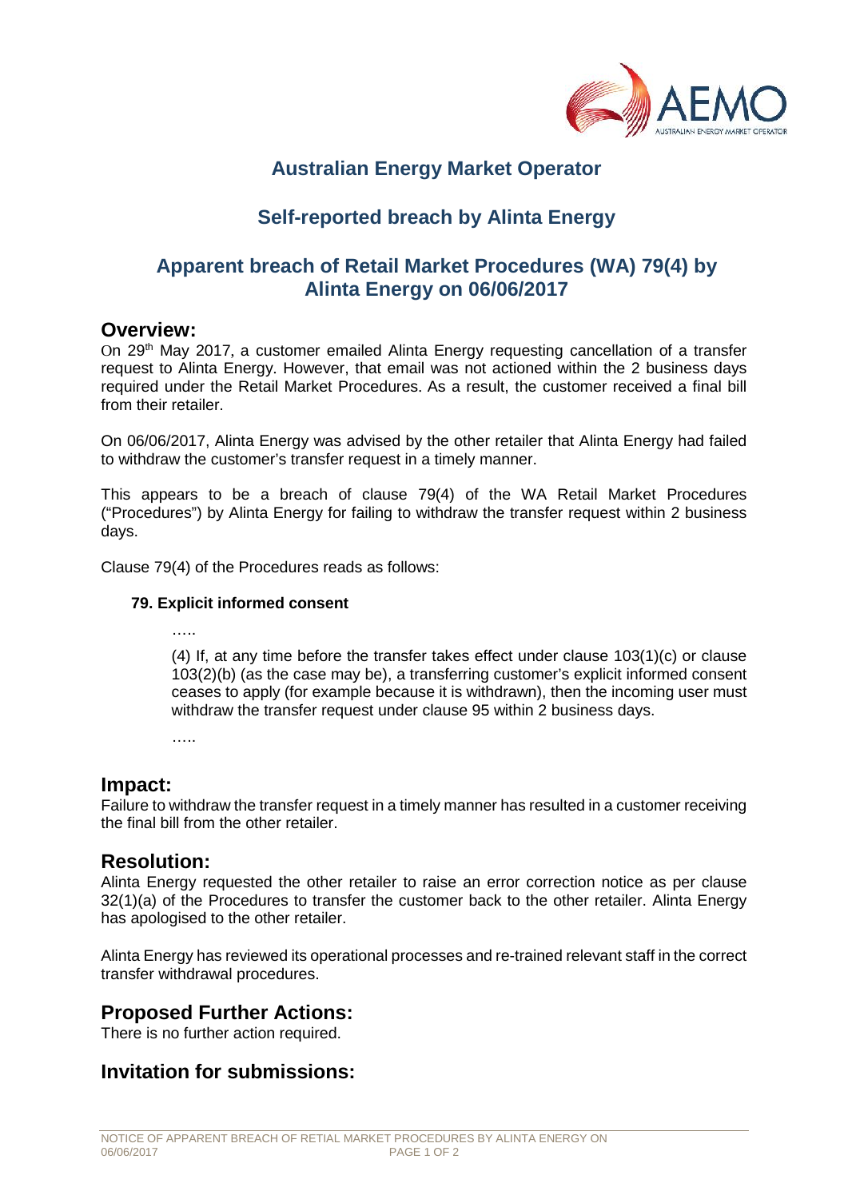# Australian Energy Market Operator

## Self-reported breach by Alinta Energy

## Apparent breach of Retail Market Procedures (WA) 79(4) by Alinta Energy on 06/06/2017

### Overview:

On 29th May 2017, a customer emailed Alinta Energy requesting cancellation of a transfer request to Alinta Energy. However, that email was not actioned within the 2 business days required under the Retail Market Procedures. As a result, the customer received a final bill from their retailer.

On 06/06/2017, Alinta Energy was advised by the other retailer that Alinta Energy had failed to withdraw the customer's transfer request in a timely manner.

This appears to be a breach of clause 79(4) of the WA Retail Market Procedures ("Procedures") by Alinta Energy for failing to withdraw the transfer request within 2 business days.

Clause 79(4) of the Procedures reads as follows:

**79. Explicit informed consent**

> …..
>
> (4) If, at any time before the transfer takes effect under clause 103(1)(c) or clause 103(2)(b) (as the case may be), a transferring customer's explicit informed consent ceases to apply (for example because it is withdrawn), then the incoming user must withdraw the transfer request under clause 95 within 2 business days.
>
> …..

### Impact:

Failure to withdraw the transfer request in a timely manner has resulted in a customer receiving the final bill from the other retailer.

### Resolution:

Alinta Energy requested the other retailer to raise an error correction notice as per clause 32(1)(a) of the Procedures to transfer the customer back to the other retailer. Alinta Energy has apologised to the other retailer.

Alinta Energy has reviewed its operational processes and re-trained relevant staff in the correct transfer withdrawal procedures.

### Proposed Further Actions:

There is no further action required.

### Invitation for submissions: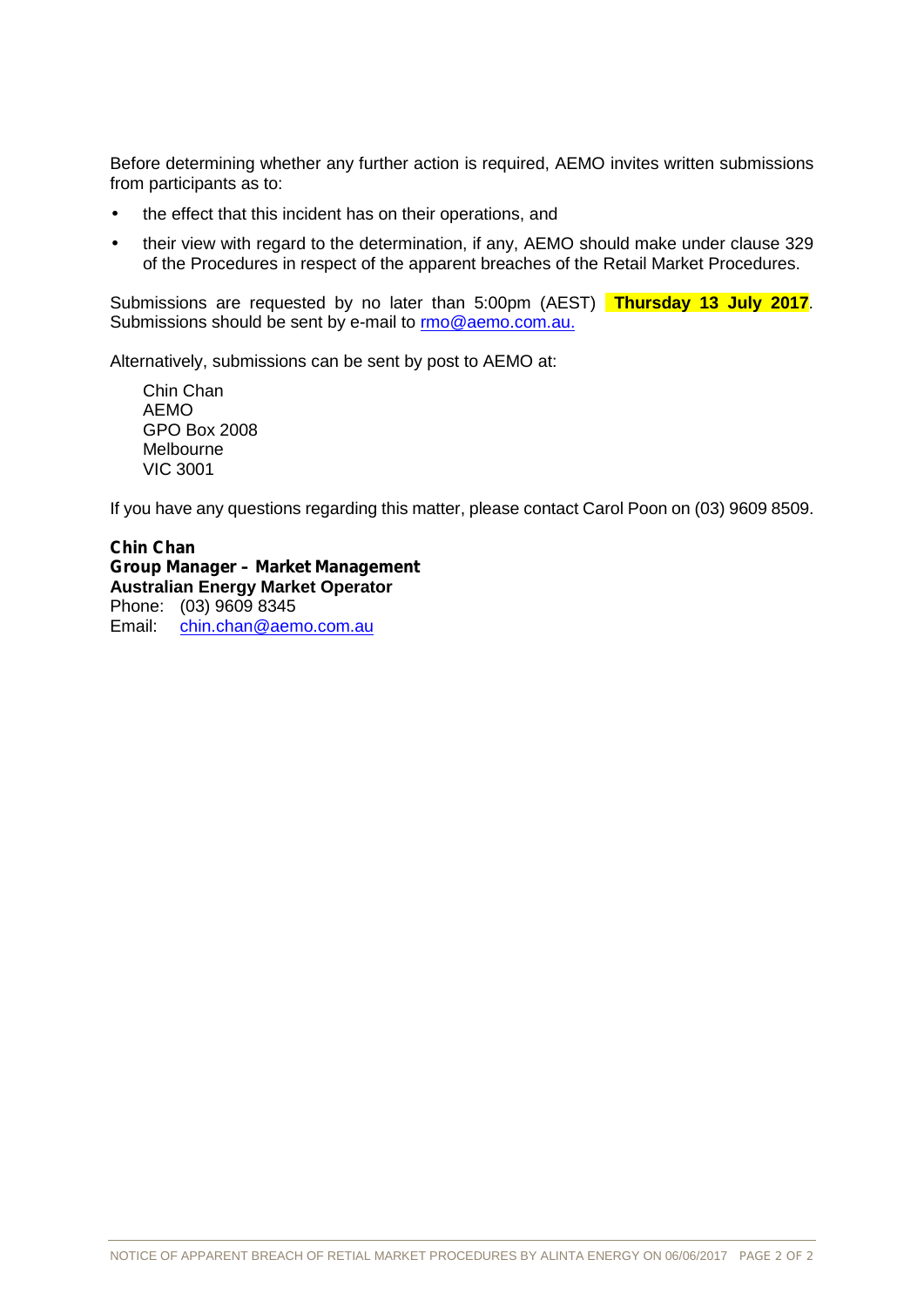Before determining whether any further action is required, AEMO invites written submissions from participants as to:

- the effect that this incident has on their operations, and
- their view with regard to the determination, if any, AEMO should make under clause 329 of the Procedures in respect of the apparent breaches of the Retail Market Procedures.

Submissions are requested by no later than 5:00pm (AEST) **Thursday 13 July 2017**. Submissions should be sent by e-mail to rmo@aemo.com.au.

Alternatively, submissions can be sent by post to AEMO at:

Chin Chan
AEMO
GPO Box 2008
Melbourne
VIC 3001

If you have any questions regarding this matter, please contact Carol Poon on (03) 9609 8509.

**Chin Chan**
**Group Manager – Market Management**
**Australian Energy Market Operator**
Phone: (03) 9609 8345
Email: chin.chan@aemo.com.au